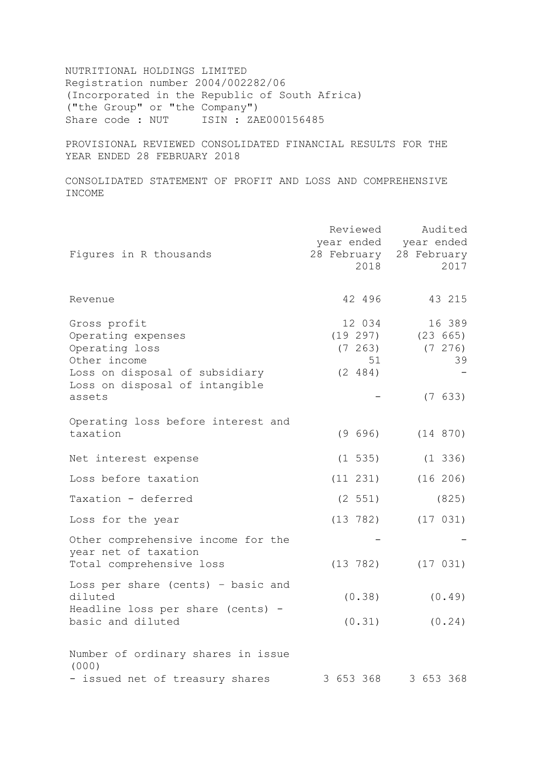NUTRITIONAL HOLDINGS LIMITED
Registration number 2004/002282/06
(Incorporated in the Republic of South Africa)
("the Group" or "the Company")
Share code : NUT ISIN : ZAE000156485

# PROVISIONAL REVIEWED CONSOLIDATED FINANCIAL RESULTS FOR THE YEAR ENDED 28 FEBRUARY 2018

## CONSOLIDATED STATEMENT OF PROFIT AND LOSS AND COMPREHENSIVE INCOME

| Figures in R thousands | Reviewed year ended 28 February 2018 | Audited year ended 28 February 2017 |
|---|---|---|
| Revenue | 42 496 | 43 215 |
| Gross profit | 12 034 | 16 389 |
| Operating expenses | (19 297) | (23 665) |
| Operating loss | (7 263) | (7 276) |
| Other income | 51 | 39 |
| Loss on disposal of subsidiary | (2 484) | - |
| Loss on disposal of intangible assets | - | (7 633) |
| Operating loss before interest and taxation | (9 696) | (14 870) |
| Net interest expense | (1 535) | (1 336) |
| Loss before taxation | (11 231) | (16 206) |
| Taxation - deferred | (2 551) | (825) |
| Loss for the year | (13 782) | (17 031) |
| Other comprehensive income for the year net of taxation | - | - |
| Total comprehensive loss | (13 782) | (17 031) |
| Loss per share (cents) – basic and diluted | (0.38) | (0.49) |
| Headline loss per share (cents) - basic and diluted | (0.31) | (0.24) |
| Number of ordinary shares in issue (000) | | |
| - issued net of treasury shares | 3 653 368 | 3 653 368 |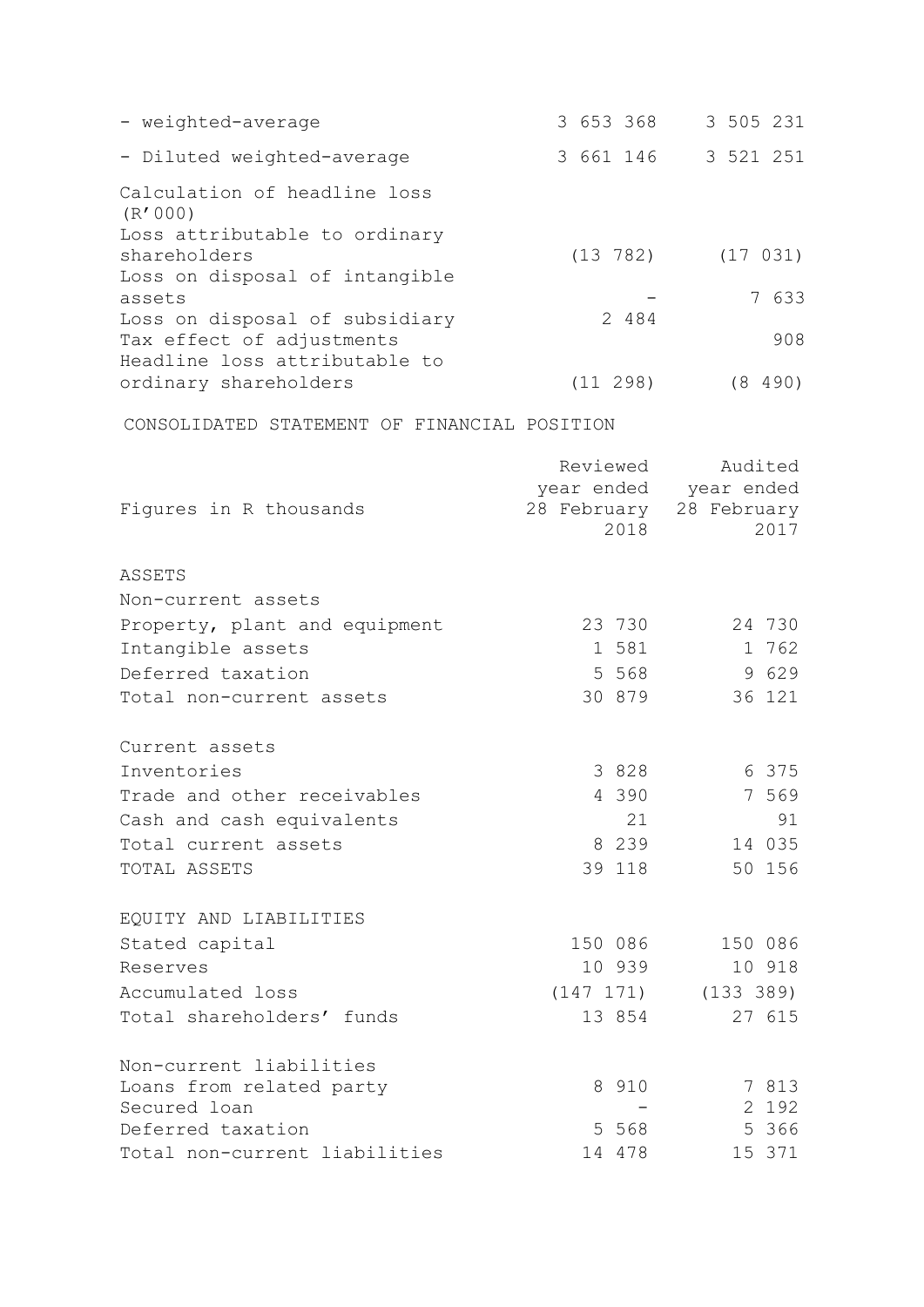| | | |
|---|---|---|
| - weighted-average | 3 653 368 | 3 505 231 |
| - Diluted weighted-average | 3 661 146 | 3 521 251 |
| Calculation of headline loss (R'000) | | |
| Loss attributable to ordinary shareholders | (13 782) | (17 031) |
| Loss on disposal of intangible assets | - | 7 633 |
| Loss on disposal of subsidiary | 2 484 | |
| Tax effect of adjustments | | 908 |
| Headline loss attributable to ordinary shareholders | (11 298) | (8 490) |

CONSOLIDATED STATEMENT OF FINANCIAL POSITION

| Figures in R thousands | Reviewed year ended 28 February 2018 | Audited year ended 28 February 2017 |
|---|---|---|
| ASSETS | | |
| Non-current assets | | |
| Property, plant and equipment | 23 730 | 24 730 |
| Intangible assets | 1 581 | 1 762 |
| Deferred taxation | 5 568 | 9 629 |
| Total non-current assets | 30 879 | 36 121 |
| | | |
| Current assets | | |
| Inventories | 3 828 | 6 375 |
| Trade and other receivables | 4 390 | 7 569 |
| Cash and cash equivalents | 21 | 91 |
| Total current assets | 8 239 | 14 035 |
| TOTAL ASSETS | 39 118 | 50 156 |
| | | |
| EQUITY AND LIABILITIES | | |
| Stated capital | 150 086 | 150 086 |
| Reserves | 10 939 | 10 918 |
| Accumulated loss | (147 171) | (133 389) |
| Total shareholders' funds | 13 854 | 27 615 |
| | | |
| Non-current liabilities | | |
| Loans from related party | 8 910 | 7 813 |
| Secured loan | - | 2 192 |
| Deferred taxation | 5 568 | 5 366 |
| Total non-current liabilities | 14 478 | 15 371 |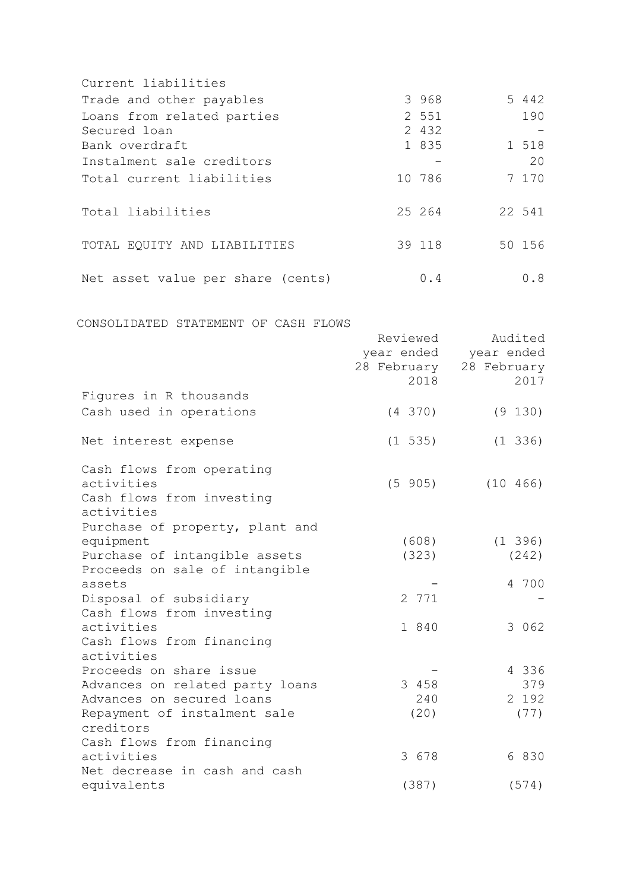| | | |
|---|---|---|
| Current liabilities | | |
| Trade and other payables | 3 968 | 5 442 |
| Loans from related parties | 2 551 | 190 |
| Secured loan | 2 432 | - |
| Bank overdraft | 1 835 | 1 518 |
| Instalment sale creditors | - | 20 |
| Total current liabilities | 10 786 | 7 170 |
| Total liabilities | 25 264 | 22 541 |
| TOTAL EQUITY AND LIABILITIES | 39 118 | 50 156 |
| Net asset value per share (cents) | 0.4 | 0.8 |

CONSOLIDATED STATEMENT OF CASH FLOWS

| | Reviewed year ended 28 February 2018 | Audited year ended 28 February 2017 |
|---|---|---|
| Figures in R thousands | | |
| Cash used in operations | (4 370) | (9 130) |
| Net interest expense | (1 535) | (1 336) |
| Cash flows from operating activities | (5 905) | (10 466) |
| Cash flows from investing activities | | |
| Purchase of property, plant and equipment | (608) | (1 396) |
| Purchase of intangible assets | (323) | (242) |
| Proceeds on sale of intangible assets | - | 4 700 |
| Disposal of subsidiary | 2 771 | - |
| Cash flows from investing activities | 1 840 | 3 062 |
| Cash flows from financing activities | | |
| Proceeds on share issue | - | 4 336 |
| Advances on related party loans | 3 458 | 379 |
| Advances on secured loans | 240 | 2 192 |
| Repayment of instalment sale creditors | (20) | (77) |
| Cash flows from financing activities | 3 678 | 6 830 |
| Net decrease in cash and cash equivalents | (387) | (574) |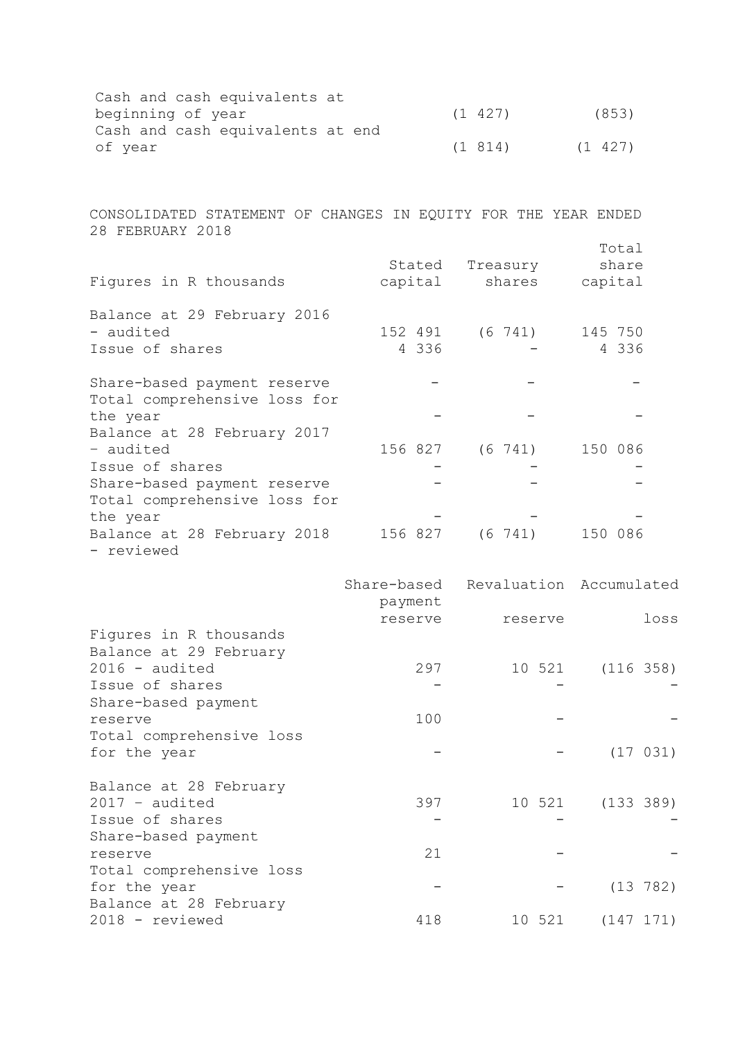| | | |
|---|---|---|
| Cash and cash equivalents at beginning of year | (1 427) | (853) |
| Cash and cash equivalents at end of year | (1 814) | (1 427) |

CONSOLIDATED STATEMENT OF CHANGES IN EQUITY FOR THE YEAR ENDED 28 FEBRUARY 2018

| Figures in R thousands | Stated capital | Treasury shares | Total share capital |
|---|---|---|---|
| Balance at 29 February 2016 - audited | 152 491 | (6 741) | 145 750 |
| Issue of shares | 4 336 | - | 4 336 |
| Share-based payment reserve | - | - | - |
| Total comprehensive loss for the year | - | - | - |
| Balance at 28 February 2017 - audited | 156 827 | (6 741) | 150 086 |
| Issue of shares | - | - | - |
| Share-based payment reserve | - | - | - |
| Total comprehensive loss for the year | - | - | - |
| Balance at 28 February 2018 - reviewed | 156 827 | (6 741) | 150 086 |

| Figures in R thousands | Share-based payment reserve | Revaluation reserve | Accumulated loss |
|---|---|---|---|
| Balance at 29 February 2016 - audited | 297 | 10 521 | (116 358) |
| Issue of shares | - | - | - |
| Share-based payment reserve | 100 | - | - |
| Total comprehensive loss for the year | - | - | (17 031) |
| Balance at 28 February 2017 - audited | 397 | 10 521 | (133 389) |
| Issue of shares | - | - | - |
| Share-based payment reserve | 21 | - | - |
| Total comprehensive loss for the year | - | - | (13 782) |
| Balance at 28 February 2018 - reviewed | 418 | 10 521 | (147 171) |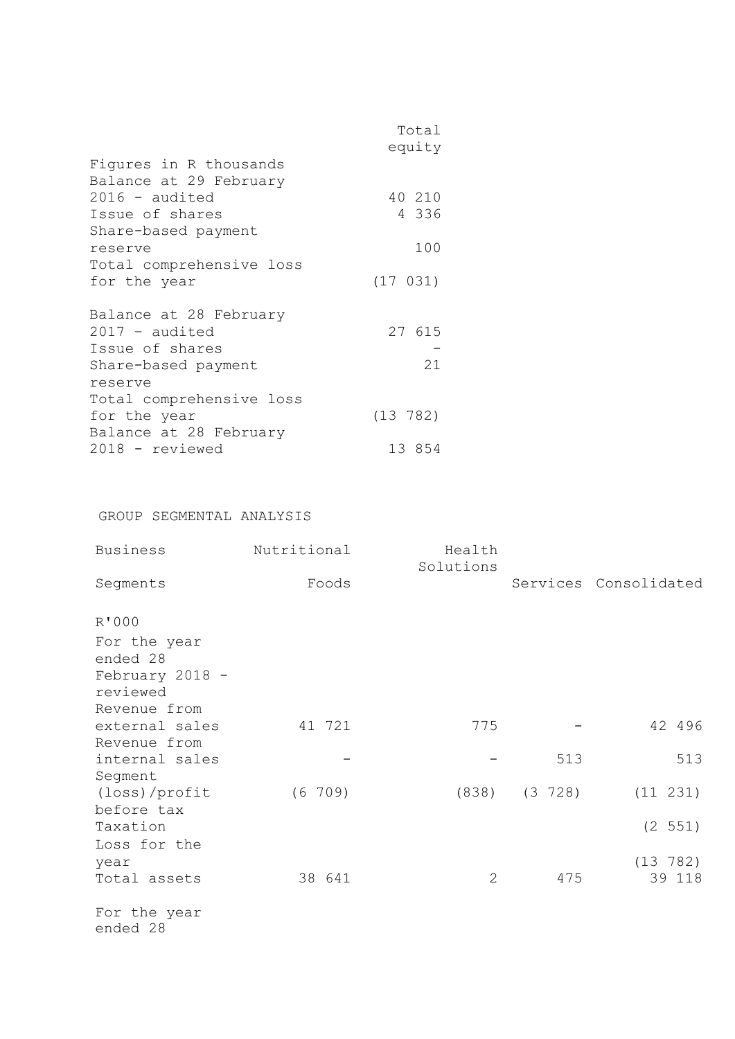| Figures in R thousands | Total equity |
|---|---|
| Balance at 29 February 2016 - audited | 40 210 |
| Issue of shares | 4 336 |
| Share-based payment reserve | 100 |
| Total comprehensive loss for the year | (17 031) |
| Balance at 28 February 2017 – audited | 27 615 |
| Issue of shares | - |
| Share-based payment reserve | 21 |
| Total comprehensive loss for the year | (13 782) |
| Balance at 28 February 2018 - reviewed | 13 854 |

GROUP SEGMENTAL ANALYSIS

| Business Segments | Nutritional Foods | Health Solutions | Services | Consolidated |
|---|---|---|---|---|
| R'000 | | | | |
| For the year ended 28 February 2018 - reviewed | | | | |
| Revenue from external sales | 41 721 | 775 | - | 42 496 |
| Revenue from internal sales | - | - | 513 | 513 |
| Segment (loss)/profit before tax | (6 709) | (838) | (3 728) | (11 231) |
| Taxation | | | | (2 551) |
| Loss for the year | | | | (13 782) |
| Total assets | 38 641 | 2 | 475 | 39 118 |
| For the year ended 28 | | | | |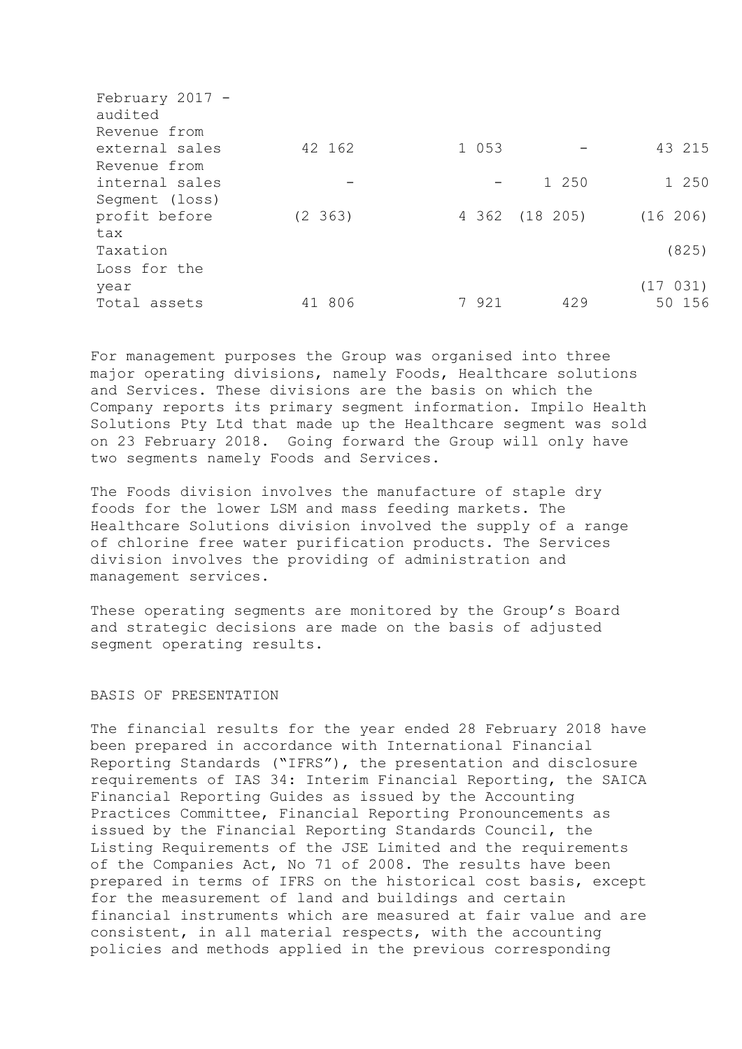| February 2017 - audited | | | | |
|---|---|---|---|---|
| Revenue from external sales | 42 162 | 1 053 | - | 43 215 |
| Revenue from internal sales | - | - | 1 250 | 1 250 |
| Segment (loss) profit before tax | (2 363) | 4 362 | (18 205) | (16 206) |
| Taxation | | | | (825) |
| Loss for the year | | | | (17 031) |
| Total assets | 41 806 | 7 921 | 429 | 50 156 |

For management purposes the Group was organised into three major operating divisions, namely Foods, Healthcare solutions and Services. These divisions are the basis on which the Company reports its primary segment information. Impilo Health Solutions Pty Ltd that made up the Healthcare segment was sold on 23 February 2018. Going forward the Group will only have two segments namely Foods and Services.

The Foods division involves the manufacture of staple dry foods for the lower LSM and mass feeding markets. The Healthcare Solutions division involved the supply of a range of chlorine free water purification products. The Services division involves the providing of administration and management services.

These operating segments are monitored by the Group's Board and strategic decisions are made on the basis of adjusted segment operating results.

BASIS OF PRESENTATION

The financial results for the year ended 28 February 2018 have been prepared in accordance with International Financial Reporting Standards ("IFRS"), the presentation and disclosure requirements of IAS 34: Interim Financial Reporting, the SAICA Financial Reporting Guides as issued by the Accounting Practices Committee, Financial Reporting Pronouncements as issued by the Financial Reporting Standards Council, the Listing Requirements of the JSE Limited and the requirements of the Companies Act, No 71 of 2008. The results have been prepared in terms of IFRS on the historical cost basis, except for the measurement of land and buildings and certain financial instruments which are measured at fair value and are consistent, in all material respects, with the accounting policies and methods applied in the previous corresponding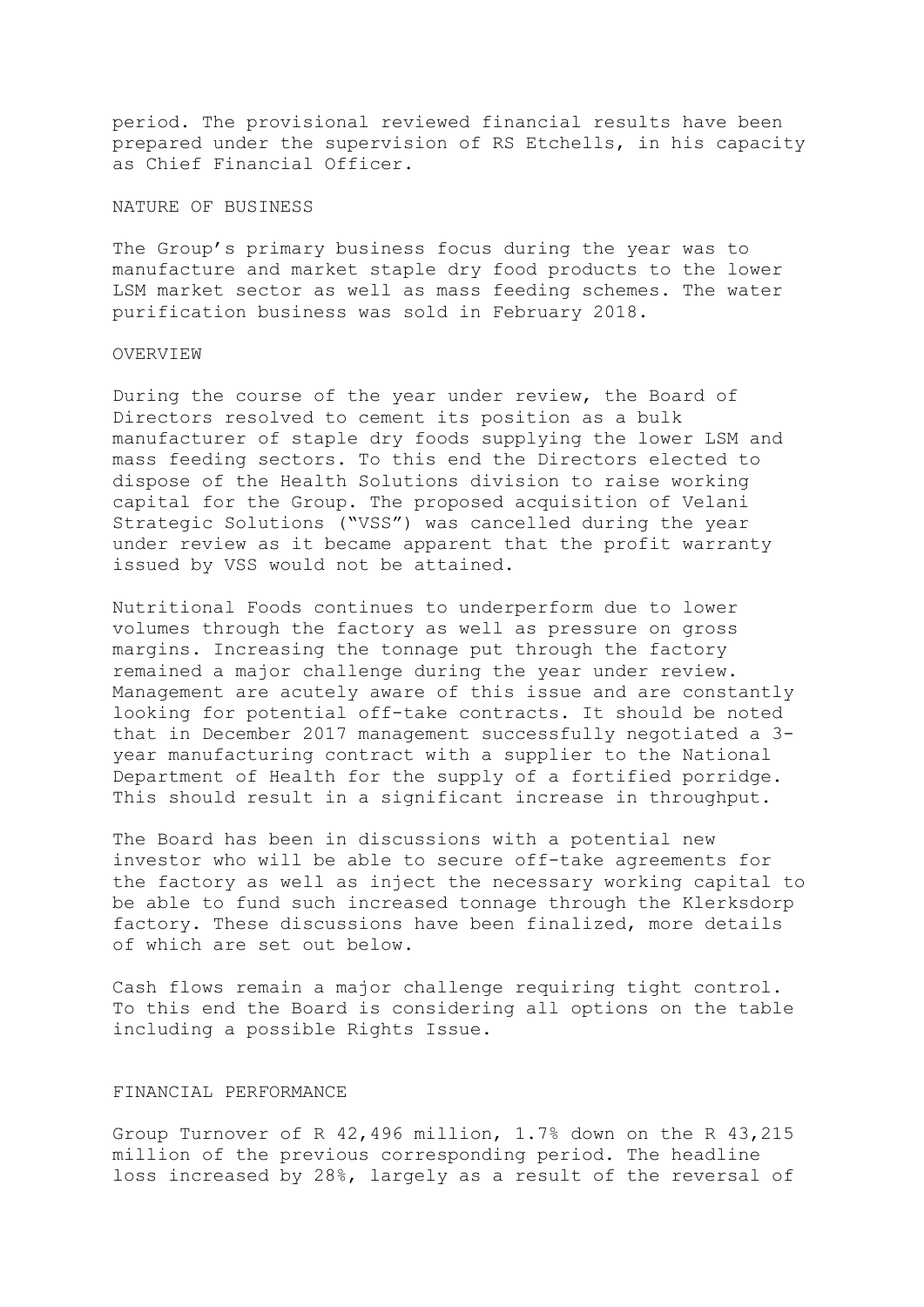period. The provisional reviewed financial results have been prepared under the supervision of RS Etchells, in his capacity as Chief Financial Officer.

## NATURE OF BUSINESS

The Group's primary business focus during the year was to manufacture and market staple dry food products to the lower LSM market sector as well as mass feeding schemes. The water purification business was sold in February 2018.

## OVERVIEW

During the course of the year under review, the Board of Directors resolved to cement its position as a bulk manufacturer of staple dry foods supplying the lower LSM and mass feeding sectors. To this end the Directors elected to dispose of the Health Solutions division to raise working capital for the Group. The proposed acquisition of Velani Strategic Solutions ("VSS") was cancelled during the year under review as it became apparent that the profit warranty issued by VSS would not be attained.

Nutritional Foods continues to underperform due to lower volumes through the factory as well as pressure on gross margins. Increasing the tonnage put through the factory remained a major challenge during the year under review. Management are acutely aware of this issue and are constantly looking for potential off-take contracts. It should be noted that in December 2017 management successfully negotiated a 3-year manufacturing contract with a supplier to the National Department of Health for the supply of a fortified porridge. This should result in a significant increase in throughput.

The Board has been in discussions with a potential new investor who will be able to secure off-take agreements for the factory as well as inject the necessary working capital to be able to fund such increased tonnage through the Klerksdorp factory. These discussions have been finalized, more details of which are set out below.

Cash flows remain a major challenge requiring tight control. To this end the Board is considering all options on the table including a possible Rights Issue.

## FINANCIAL PERFORMANCE

Group Turnover of R 42,496 million, 1.7% down on the R 43,215 million of the previous corresponding period. The headline loss increased by 28%, largely as a result of the reversal of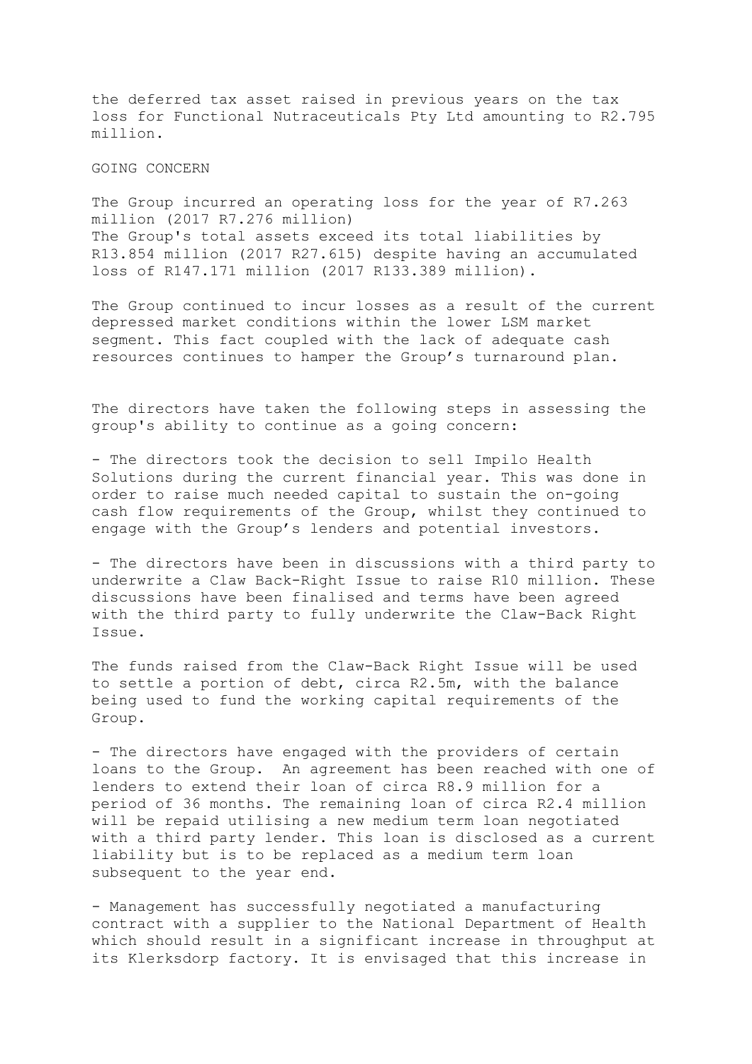the deferred tax asset raised in previous years on the tax loss for Functional Nutraceuticals Pty Ltd amounting to R2.795 million.

## GOING CONCERN

The Group incurred an operating loss for the year of R7.263 million (2017 R7.276 million)
The Group's total assets exceed its total liabilities by R13.854 million (2017 R27.615) despite having an accumulated loss of R147.171 million (2017 R133.389 million).

The Group continued to incur losses as a result of the current depressed market conditions within the lower LSM market segment. This fact coupled with the lack of adequate cash resources continues to hamper the Group's turnaround plan.

The directors have taken the following steps in assessing the group's ability to continue as a going concern:

- The directors took the decision to sell Impilo Health Solutions during the current financial year. This was done in order to raise much needed capital to sustain the on-going cash flow requirements of the Group, whilst they continued to engage with the Group's lenders and potential investors.

- The directors have been in discussions with a third party to underwrite a Claw Back-Right Issue to raise R10 million. These discussions have been finalised and terms have been agreed with the third party to fully underwrite the Claw-Back Right Issue.

The funds raised from the Claw-Back Right Issue will be used to settle a portion of debt, circa R2.5m, with the balance being used to fund the working capital requirements of the Group.

- The directors have engaged with the providers of certain loans to the Group. An agreement has been reached with one of lenders to extend their loan of circa R8.9 million for a period of 36 months. The remaining loan of circa R2.4 million will be repaid utilising a new medium term loan negotiated with a third party lender. This loan is disclosed as a current liability but is to be replaced as a medium term loan subsequent to the year end.

- Management has successfully negotiated a manufacturing contract with a supplier to the National Department of Health which should result in a significant increase in throughput at its Klerksdorp factory. It is envisaged that this increase in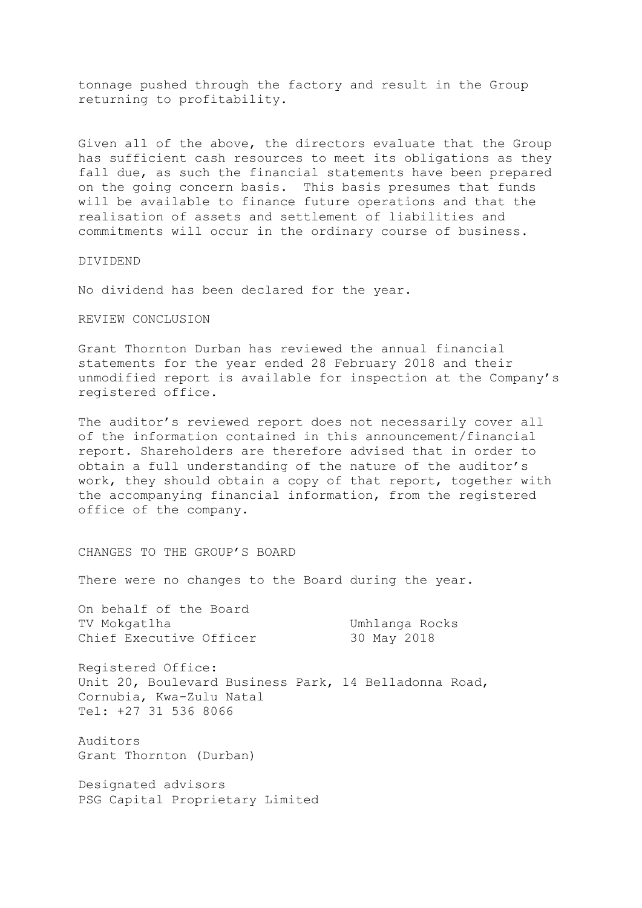tonnage pushed through the factory and result in the Group returning to profitability.

Given all of the above, the directors evaluate that the Group has sufficient cash resources to meet its obligations as they fall due, as such the financial statements have been prepared on the going concern basis. This basis presumes that funds will be available to finance future operations and that the realisation of assets and settlement of liabilities and commitments will occur in the ordinary course of business.

## DIVIDEND

No dividend has been declared for the year.

## REVIEW CONCLUSION

Grant Thornton Durban has reviewed the annual financial statements for the year ended 28 February 2018 and their unmodified report is available for inspection at the Company's registered office.

The auditor's reviewed report does not necessarily cover all of the information contained in this announcement/financial report. Shareholders are therefore advised that in order to obtain a full understanding of the nature of the auditor's work, they should obtain a copy of that report, together with the accompanying financial information, from the registered office of the company.

## CHANGES TO THE GROUP'S BOARD

There were no changes to the Board during the year.

On behalf of the Board
TV Mokgatlha
Chief Executive Officer

Umhlanga Rocks
30 May 2018

Registered Office:
Unit 20, Boulevard Business Park, 14 Belladonna Road, Cornubia, Kwa-Zulu Natal
Tel: +27 31 536 8066

Auditors
Grant Thornton (Durban)

Designated advisors
PSG Capital Proprietary Limited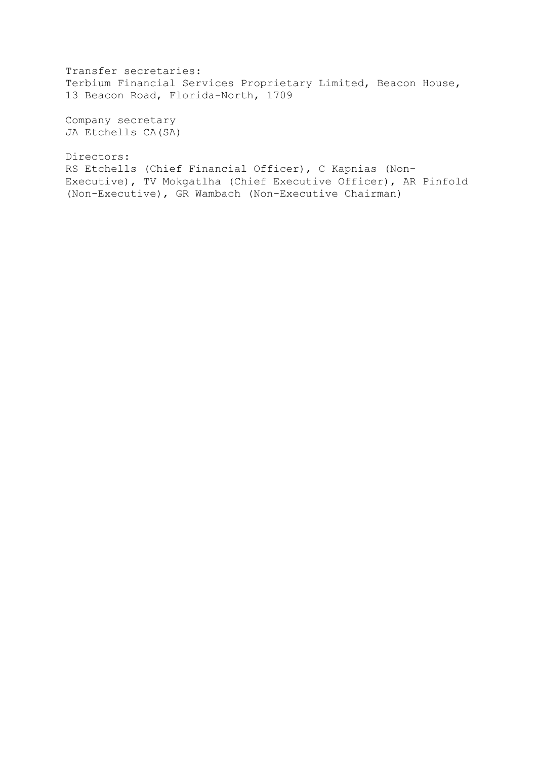Transfer secretaries:
Terbium Financial Services Proprietary Limited, Beacon House, 13 Beacon Road, Florida-North, 1709

Company secretary
JA Etchells CA(SA)

Directors:
RS Etchells (Chief Financial Officer), C Kapnias (Non-Executive), TV Mokgatlha (Chief Executive Officer), AR Pinfold (Non-Executive), GR Wambach (Non-Executive Chairman)